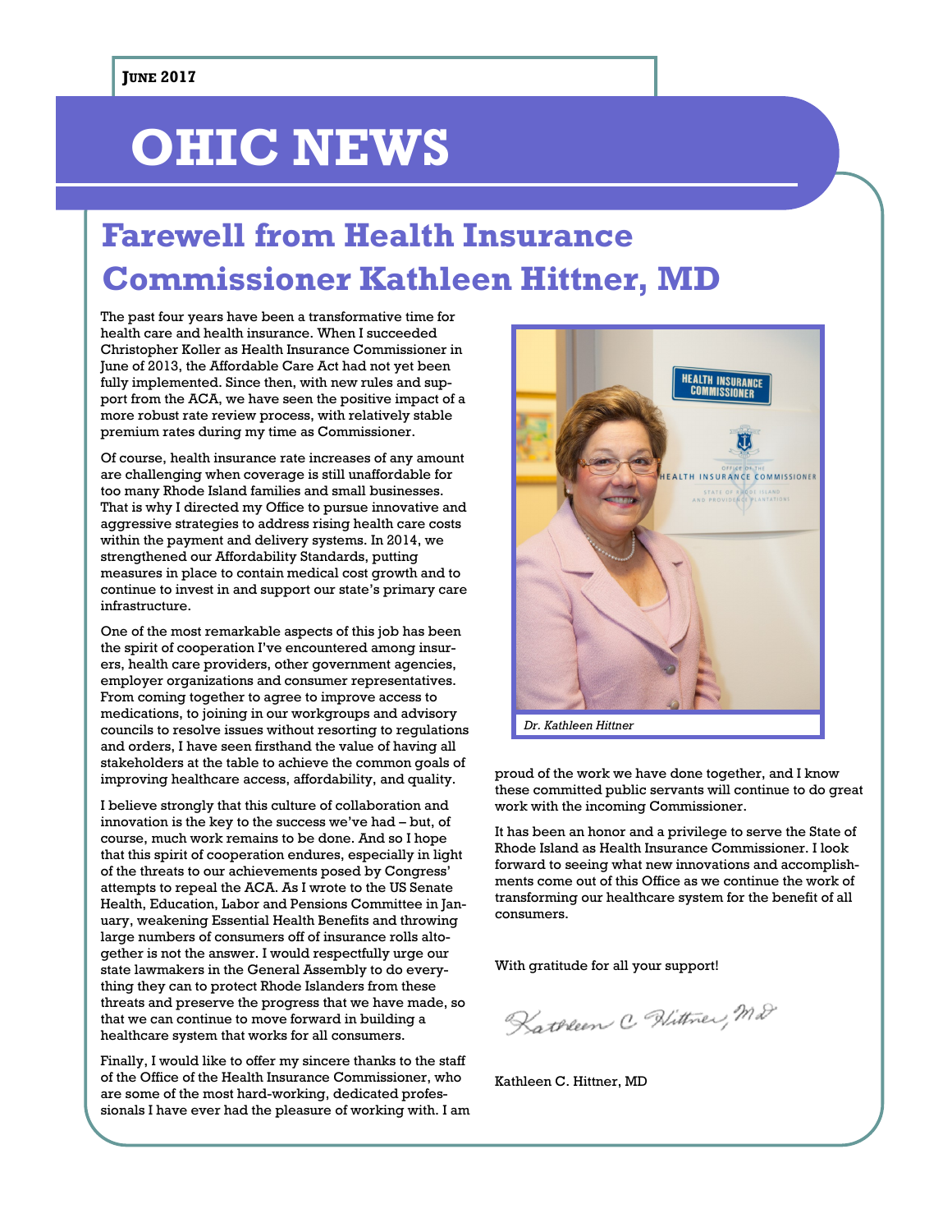**JUNE 2017**

# OHIC NEWS

## Farewell from Health Insurance Commissioner Kathleen Hittner, MD

The past four years have been a transformative time for health care and health insurance. When I succeeded Christopher Koller as Health Insurance Commissioner in June of 2013, the Affordable Care Act had not yet been fully implemented. Since then, with new rules and support from the ACA, we have seen the positive impact of a more robust rate review process, with relatively stable premium rates during my time as Commissioner.

Of course, health insurance rate increases of any amount are challenging when coverage is still unaffordable for too many Rhode Island families and small businesses. That is why I directed my Office to pursue innovative and aggressive strategies to address rising health care costs within the payment and delivery systems. In 2014, we strengthened our Affordability Standards, putting measures in place to contain medical cost growth and to continue to invest in and support our state's primary care infrastructure.

One of the most remarkable aspects of this job has been the spirit of cooperation I've encountered among insurers, health care providers, other government agencies, employer organizations and consumer representatives. From coming together to agree to improve access to medications, to joining in our workgroups and advisory councils to resolve issues without resorting to regulations and orders, I have seen firsthand the value of having all stakeholders at the table to achieve the common goals of improving healthcare access, affordability, and quality.

I believe strongly that this culture of collaboration and innovation is the key to the success we've had – but, of course, much work remains to be done. And so I hope that this spirit of cooperation endures, especially in light of the threats to our achievements posed by Congress' attempts to repeal the ACA. As I wrote to the US Senate Health, Education, Labor and Pensions Committee in January, weakening Essential Health Benefits and throwing large numbers of consumers off of insurance rolls altogether is not the answer. I would respectfully urge our state lawmakers in the General Assembly to do everything they can to protect Rhode Islanders from these threats and preserve the progress that we have made, so that we can continue to move forward in building a healthcare system that works for all consumers.

Finally, I would like to offer my sincere thanks to the staff of the Office of the Health Insurance Commissioner, who are some of the most hard-working, dedicated professionals I have ever had the pleasure of working with. I am proud of the work we have done together, and I know these committed public servants will continue to do great work with the incoming Commissioner.

*Dr. Kathleen Hittner*

It has been an honor and a privilege to serve the State of Rhode Island as Health Insurance Commissioner. I look forward to seeing what new innovations and accomplishments come out of this Office as we continue the work of transforming our healthcare system for the benefit of all consumers.

With gratitude for all your support!

Kathleen C. Hittner, MD

Kathleen C. Hittner, MD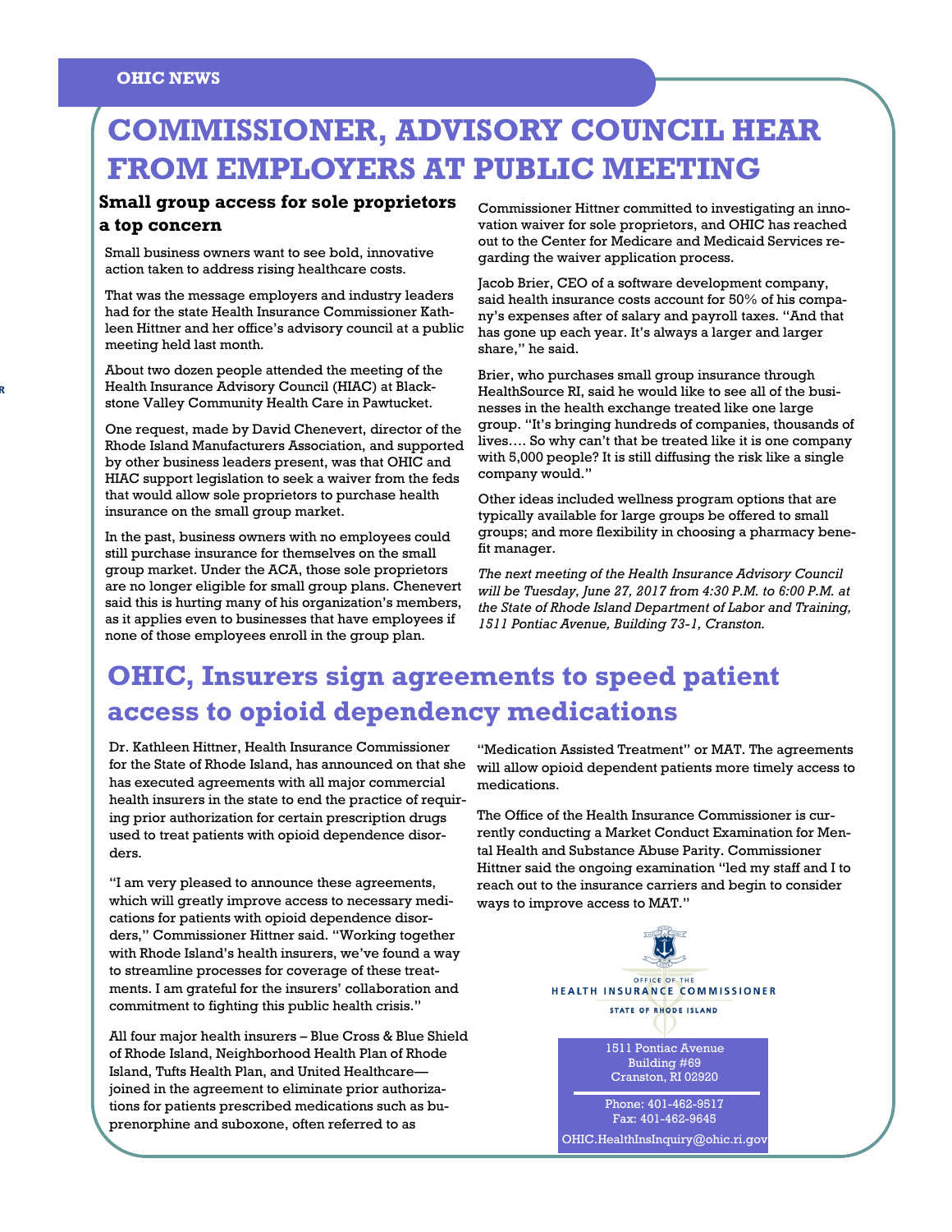OHIC NEWS

# COMMISSIONER, ADVISORY COUNCIL HEAR FROM EMPLOYERS AT PUBLIC MEETING

### Small group access for sole proprietors a top concern

Small business owners want to see bold, innovative action taken to address rising healthcare costs.

That was the message employers and industry leaders had for the state Health Insurance Commissioner Kathleen Hittner and her office's advisory council at a public meeting held last month.

About two dozen people attended the meeting of the Health Insurance Advisory Council (HIAC) at Blackstone Valley Community Health Care in Pawtucket.

One request, made by David Chenevert, director of the Rhode Island Manufacturers Association, and supported by other business leaders present, was that OHIC and HIAC support legislation to seek a waiver from the feds that would allow sole proprietors to purchase health insurance on the small group market.

In the past, business owners with no employees could still purchase insurance for themselves on the small group market. Under the ACA, those sole proprietors are no longer eligible for small group plans. Chenevert said this is hurting many of his organization's members, as it applies even to businesses that have employees if none of those employees enroll in the group plan.

Commissioner Hittner committed to investigating an innovation waiver for sole proprietors, and OHIC has reached out to the Center for Medicare and Medicaid Services regarding the waiver application process.

Jacob Brier, CEO of a software development company, said health insurance costs account for 50% of his company's expenses after of salary and payroll taxes. "And that has gone up each year. It's always a larger and larger share," he said.

Brier, who purchases small group insurance through HealthSource RI, said he would like to see all of the businesses in the health exchange treated like one large group. "It's bringing hundreds of companies, thousands of lives…. So why can't that be treated like it is one company with 5,000 people? It is still diffusing the risk like a single company would."

Other ideas included wellness program options that are typically available for large groups be offered to small groups; and more flexibility in choosing a pharmacy benefit manager.

*The next meeting of the Health Insurance Advisory Council will be Tuesday, June 27, 2017 from 4:30 P.M. to 6:00 P.M. at the State of Rhode Island Department of Labor and Training, 1511 Pontiac Avenue, Building 73-1, Cranston.*

# OHIC, Insurers sign agreements to speed patient access to opioid dependency medications

Dr. Kathleen Hittner, Health Insurance Commissioner for the State of Rhode Island, has announced on that she has executed agreements with all major commercial health insurers in the state to end the practice of requiring prior authorization for certain prescription drugs used to treat patients with opioid dependence disorders.

"I am very pleased to announce these agreements, which will greatly improve access to necessary medications for patients with opioid dependence disorders," Commissioner Hittner said. "Working together with Rhode Island's health insurers, we've found a way to streamline processes for coverage of these treatments. I am grateful for the insurers' collaboration and commitment to fighting this public health crisis."

All four major health insurers – Blue Cross & Blue Shield of Rhode Island, Neighborhood Health Plan of Rhode Island, Tufts Health Plan, and United Healthcare—joined in the agreement to eliminate prior authorizations for patients prescribed medications such as buprenorphine and suboxone, often referred to as "Medication Assisted Treatment" or MAT. The agreements will allow opioid dependent patients more timely access to medications.

The Office of the Health Insurance Commissioner is currently conducting a Market Conduct Examination for Mental Health and Substance Abuse Parity. Commissioner Hittner said the ongoing examination "led my staff and I to reach out to the insurance carriers and begin to consider ways to improve access to MAT."

OFFICE OF THE
HEALTH INSURANCE COMMISSIONER
STATE OF RHODE ISLAND

1511 Pontiac Avenue
Building #69
Cranston, RI 02920

Phone: 401-462-9517
Fax: 401-462-9645

OHIC.HealthInsInquiry@ohic.ri.gov